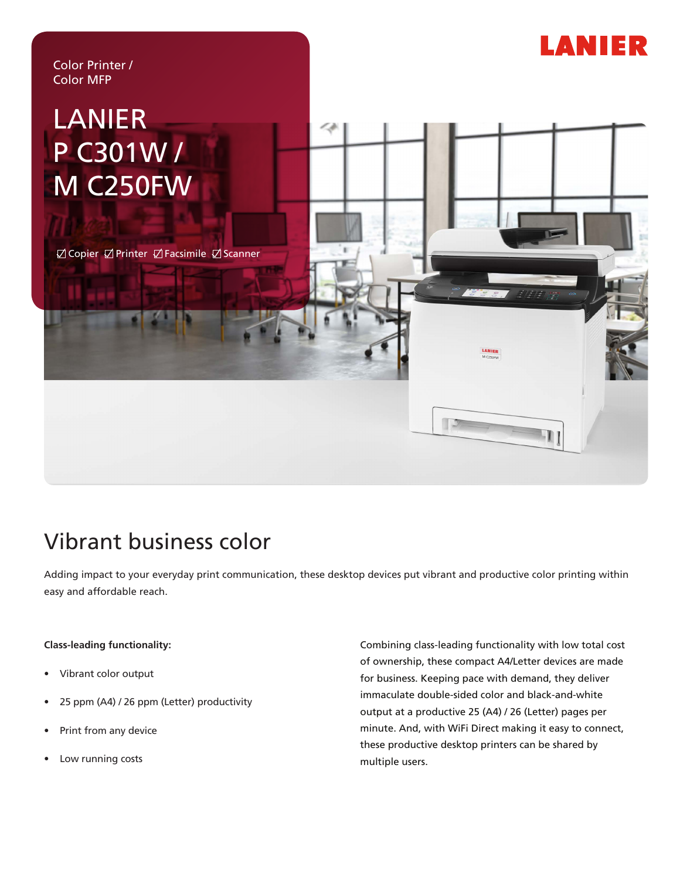Color Printer /
Color MFP

# LANIER P C301W / M C250FW

☑ Copier ☑ Printer ☑ Facsimile ☑ Scanner

## Vibrant business color

Adding impact to your everyday print communication, these desktop devices put vibrant and productive color printing within easy and affordable reach.

**Class-leading functionality:**

- Vibrant color output
- 25 ppm (A4) / 26 ppm (Letter) productivity
- Print from any device
- Low running costs

Combining class-leading functionality with low total cost of ownership, these compact A4/Letter devices are made for business. Keeping pace with demand, they deliver immaculate double-sided color and black-and-white output at a productive 25 (A4) / 26 (Letter) pages per minute. And, with WiFi Direct making it easy to connect, these productive desktop printers can be shared by multiple users.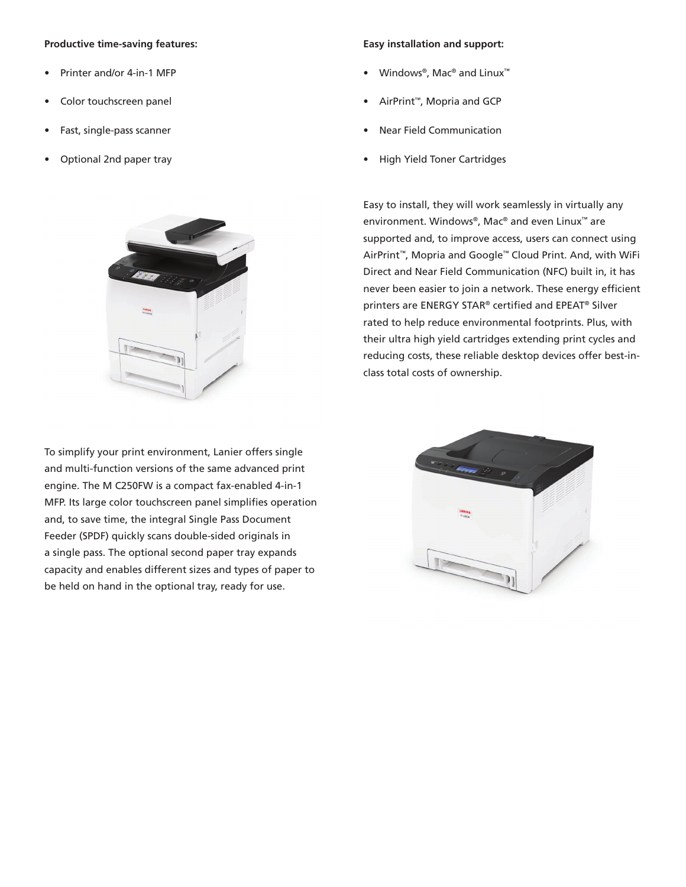**Productive time-saving features:**

- Printer and/or 4-in-1 MFP
- Color touchscreen panel
- Fast, single-pass scanner
- Optional 2nd paper tray

**Easy installation and support:**

- Windows®, Mac® and Linux™
- AirPrint™, Mopria and GCP
- Near Field Communication
- High Yield Toner Cartridges

Easy to install, they will work seamlessly in virtually any environment. Windows®, Mac® and even Linux™ are supported and, to improve access, users can connect using AirPrint™, Mopria and Google™ Cloud Print. And, with WiFi Direct and Near Field Communication (NFC) built in, it has never been easier to join a network. These energy efficient printers are ENERGY STAR® certified and EPEAT® Silver rated to help reduce environmental footprints. Plus, with their ultra high yield cartridges extending print cycles and reducing costs, these reliable desktop devices offer best-in-class total costs of ownership.

To simplify your print environment, Lanier offers single and multi-function versions of the same advanced print engine. The M C250FW is a compact fax-enabled 4-in-1 MFP. Its large color touchscreen panel simplifies operation and, to save time, the integral Single Pass Document Feeder (SPDF) quickly scans double-sided originals in a single pass. The optional second paper tray expands capacity and enables different sizes and types of paper to be held on hand in the optional tray, ready for use.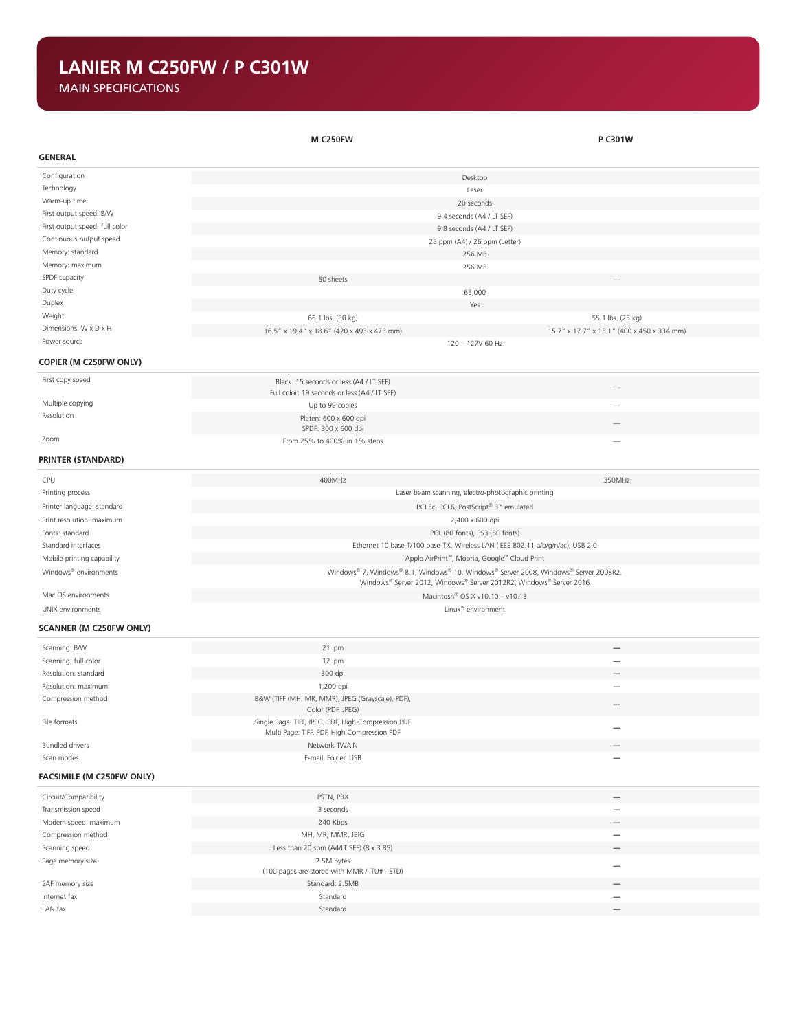# LANIER M C250FW / P C301W

MAIN SPECIFICATIONS

| | M C250FW | P C301W |
|---|---|---|
| **GENERAL** | | |
| Configuration | Desktop | Desktop |
| Technology | Laser | Laser |
| Warm-up time | 20 seconds | 20 seconds |
| First output speed: B/W | 9.4 seconds (A4 / LT SEF) | 9.4 seconds (A4 / LT SEF) |
| First output speed: full color | 9.8 seconds (A4 / LT SEF) | 9.8 seconds (A4 / LT SEF) |
| Continuous output speed | 25 ppm (A4) / 26 ppm (Letter) | 25 ppm (A4) / 26 ppm (Letter) |
| Memory: standard | 256 MB | 256 MB |
| Memory: maximum | 256 MB | 256 MB |
| SPDF capacity | 50 sheets | — |
| Duty cycle | 65,000 | 65,000 |
| Duplex | Yes | Yes |
| Weight | 66.1 lbs. (30 kg) | 55.1 lbs. (25 kg) |
| Dimensions: W x D x H | 16.5" x 19.4" x 18.6" (420 x 493 x 473 mm) | 15.7" x 17.7" x 13.1" (400 x 450 x 334 mm) |
| Power source | 120 – 127V 60 Hz | 120 – 127V 60 Hz |
| **COPIER (M C250FW ONLY)** | | |
| First copy speed | Black: 15 seconds or less (A4 / LT SEF)<br>Full color: 19 seconds or less (A4 / LT SEF) | — |
| Multiple copying | Up to 99 copies | — |
| Resolution | Platen: 600 x 600 dpi<br>SPDF: 300 x 600 dpi | — |
| Zoom | From 25% to 400% in 1% steps | — |
| **PRINTER (STANDARD)** | | |
| CPU | 400MHz | 350MHz |
| Printing process | Laser beam scanning, electro-photographic printing | Laser beam scanning, electro-photographic printing |
| Printer language: standard | PCL5c, PCL6, PostScript® 3™ emulated | PCL5c, PCL6, PostScript® 3™ emulated |
| Print resolution: maximum | 2,400 x 600 dpi | 2,400 x 600 dpi |
| Fonts: standard | PCL (80 fonts), PS3 (80 fonts) | PCL (80 fonts), PS3 (80 fonts) |
| Standard interfaces | Ethernet 10 base-T/100 base-TX, Wireless LAN (IEEE 802.11 a/b/g/n/ac), USB 2.0 | Ethernet 10 base-T/100 base-TX, Wireless LAN (IEEE 802.11 a/b/g/n/ac), USB 2.0 |
| Mobile printing capability | Apple AirPrint™, Mopria, Google™ Cloud Print | Apple AirPrint™, Mopria, Google™ Cloud Print |
| Windows® environments | Windows® 7, Windows® 8.1, Windows® 10, Windows® Server 2008, Windows® Server 2008R2, Windows® Server 2012, Windows® Server 2012R2, Windows® Server 2016 | Windows® 7, Windows® 8.1, Windows® 10, Windows® Server 2008, Windows® Server 2008R2, Windows® Server 2012, Windows® Server 2012R2, Windows® Server 2016 |
| Mac OS environments | Macintosh® OS X v10.10 – v10.13 | Macintosh® OS X v10.10 – v10.13 |
| UNIX environments | Linux™ environment | Linux™ environment |
| **SCANNER (M C250FW ONLY)** | | |
| Scanning: B/W | 21 ipm | — |
| Scanning: full color | 12 ipm | — |
| Resolution: standard | 300 dpi | — |
| Resolution: maximum | 1,200 dpi | — |
| Compression method | B&W (TIFF (MH, MR, MMR), JPEG (Grayscale), PDF),<br>Color (PDF, JPEG) | — |
| File formats | Single Page: TIFF, JPEG, PDF, High Compression PDF<br>Multi Page: TIFF, PDF, High Compression PDF | — |
| Bundled drivers | Network TWAIN | — |
| Scan modes | E-mail, Folder, USB | — |
| **FACSIMILE (M C250FW ONLY)** | | |
| Circuit/Compatibility | PSTN, PBX | — |
| Transmission speed | 3 seconds | — |
| Modem speed: maximum | 240 Kbps | — |
| Compression method | MH, MR, MMR, JBIG | — |
| Scanning speed | Less than 20 spm (A4/LT SEF) (8 x 3.85) | — |
| Page memory size | 2.5M bytes<br>(100 pages are stored with MMR / ITU#1 STD) | — |
| SAF memory size | Standard: 2.5MB | — |
| Internet fax | Standard | — |
| LAN fax | Standard | — |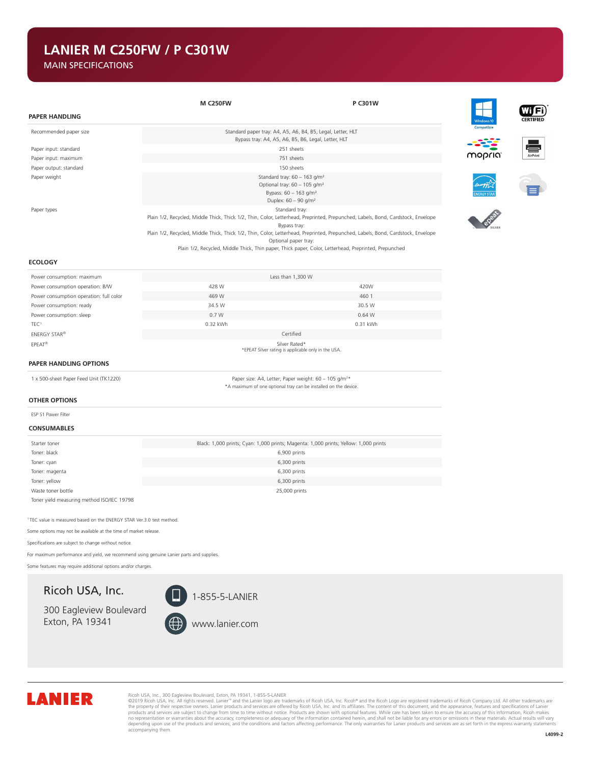# LANIER M C250FW / P C301W

MAIN SPECIFICATIONS

| | M C250FW | P C301W |
|---|---|---|
| **PAPER HANDLING** | | |
| Recommended paper size | Standard paper tray: A4, A5, A6, B4, B5, Legal, Letter, HLT<br>Bypass tray: A4, A5, A6, B5, B6, Legal, Letter, HLT | |
| Paper input: standard | 251 sheets | |
| Paper input: maximum | 751 sheets | |
| Paper output: standard | 150 sheets | |
| Paper weight | Standard tray: 60 – 163 g/m²<br>Optional tray: 60 – 105 g/m²<br>Bypass: 60 – 163 g/m²<br>Duplex: 60 – 90 g/m² | |
| Paper types | Standard tray:<br>Plain 1/2, Recycled, Middle Thick, Thick 1/2, Thin, Color, Letterhead, Preprinted, Prepunched, Labels, Bond, Cardstock, Envelope<br>Bypass tray:<br>Plain 1/2, Recycled, Middle Thick, Thick 1/2, Thin, Color, Letterhead, Preprinted, Prepunched, Labels, Bond, Cardstock, Envelope<br>Optional paper tray:<br>Plain 1/2, Recycled, Middle Thick, Thin paper, Thick paper, Color, Letterhead, Preprinted, Prepunched | |
| **ECOLOGY** | | |
| Power consumption: maximum | Less than 1,300 W | |
| Power consumption operation: B/W | 428 W | 420W |
| Power consumption operation: full color | 469 W | 460 1 |
| Power consumption: ready | 34.5 W | 30.5 W |
| Power consumption: sleep | 0.7 W | 0.64 W |
| TEC[1] | 0.32 kWh | 0.31 kWh |
| ENERGY STAR® | Certified | |
| EPEAT® | Silver Rated*<br>*EPEAT Silver rating is applicable only in the USA. | |
| **PAPER HANDLING OPTIONS** | | |
| 1 x 500-sheet Paper Feed Unit (TK1220) | Paper size: A4, Letter; Paper weight: 60 – 105 g/m²*<br>*A maximum of one optional tray can be installed on the device. | |
| **OTHER OPTIONS** | | |
| ESP S1 Power Filter | | |
| **CONSUMABLES** | | |
| Starter toner | Black: 1,000 prints; Cyan: 1,000 prints; Magenta: 1,000 prints; Yellow: 1,000 prints | |
| Toner: black | 6,900 prints | |
| Toner: cyan | 6,300 prints | |
| Toner: magenta | 6,300 prints | |
| Toner: yellow | 6,300 prints | |
| Waste toner bottle | 25,000 prints | |
| Toner yield measuring method ISO/IEC 19798 | | |

[1] TEC value is measured based on the ENERGY STAR Ver.3.0 test method.

Some options may not be available at the time of market release.

Specifications are subject to change without notice.

For maximum performance and yield, we recommend using genuine Lanier parts and supplies.

Some features may require additional options and/or charges.

Ricoh USA, Inc.

300 Eagleview Boulevard
Exton, PA 19341

1-855-5-LANIER

www.lanier.com

LANIER

Ricoh USA, Inc., 300 Eagleview Boulevard, Exton, PA 19341, 1-855-5-LANIER
©2019 Ricoh USA, Inc. All rights reserved. Lanier™ and the Lanier logo are trademarks of Ricoh USA, Inc. Ricoh® and the Ricoh Logo are registered trademarks of Ricoh Company Ltd. All other trademarks are the property of their respective owners. Lanier products and services are offered by Ricoh USA, Inc. and its affiliates. The content of this document, and the appearance, features and specifications of Lanier products and services are subject to change from time to time without notice. Products are shown with optional features. While care has been taken to ensure the accuracy of this information, Ricoh makes no representation or warranties about the accuracy, completeness or adequacy of the information contained herein, and shall not be liable for any errors or omissions in these materials. Actual results will vary depending upon use of the products and services, and the conditions and factors affecting performance. The only warranties for Lanier products and services are as set forth in the express warranty statements accompanying them.

L4099-2